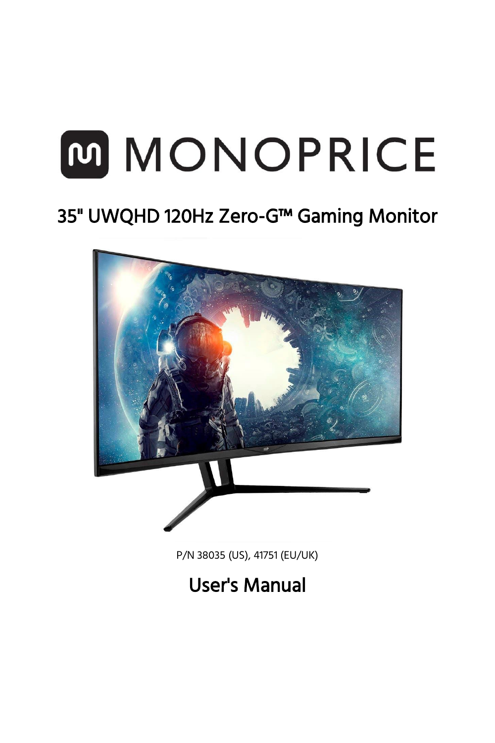# MONOPRICE

## 35" UWQHD 120Hz Zero-G™ Gaming Monitor

P/N 38035 (US), 41751 (EU/UK)

## User's Manual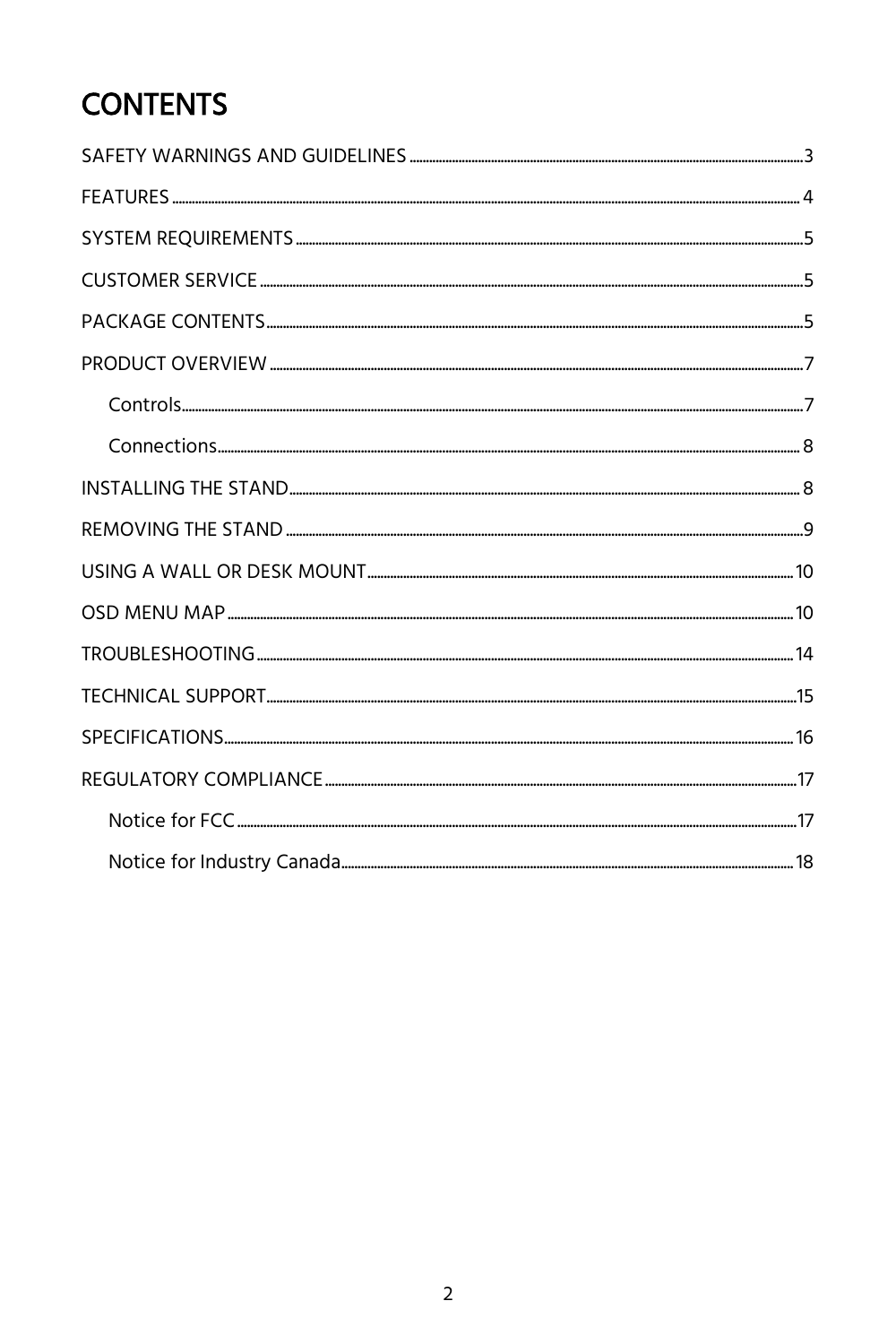# CONTENTS

SAFETY WARNINGS AND GUIDELINES ..... 3

FEATURES ..... 4

SYSTEM REQUIREMENTS ..... 5

CUSTOMER SERVICE ..... 5

PACKAGE CONTENTS ..... 5

PRODUCT OVERVIEW ..... 7

- Controls ..... 7
- Connections ..... 8

INSTALLING THE STAND ..... 8

REMOVING THE STAND ..... 9

USING A WALL OR DESK MOUNT ..... 10

OSD MENU MAP ..... 10

TROUBLESHOOTING ..... 14

TECHNICAL SUPPORT ..... 15

SPECIFICATIONS ..... 16

REGULATORY COMPLIANCE ..... 17

- Notice for FCC ..... 17
- Notice for Industry Canada ..... 18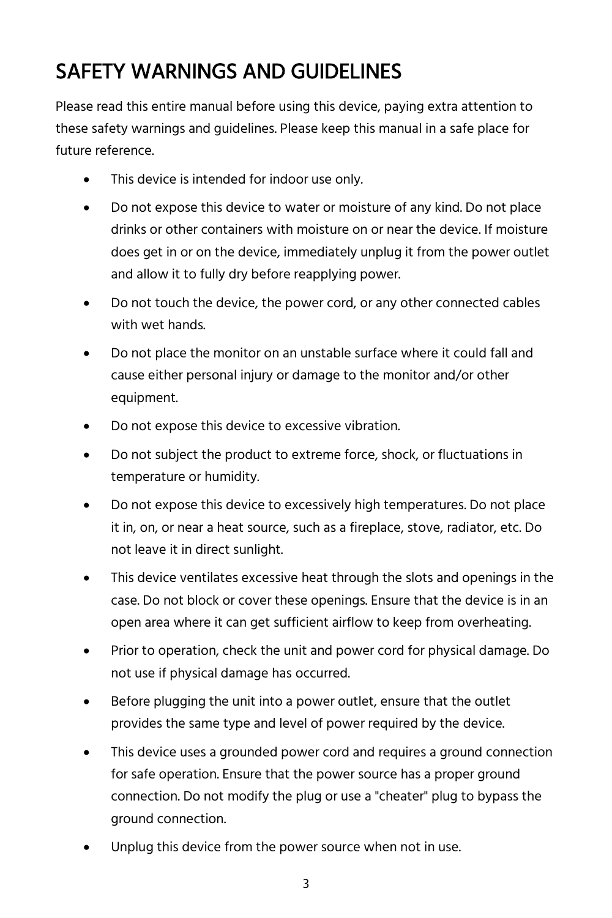# SAFETY WARNINGS AND GUIDELINES

Please read this entire manual before using this device, paying extra attention to these safety warnings and guidelines. Please keep this manual in a safe place for future reference.

- This device is intended for indoor use only.
- Do not expose this device to water or moisture of any kind. Do not place drinks or other containers with moisture on or near the device. If moisture does get in or on the device, immediately unplug it from the power outlet and allow it to fully dry before reapplying power.
- Do not touch the device, the power cord, or any other connected cables with wet hands.
- Do not place the monitor on an unstable surface where it could fall and cause either personal injury or damage to the monitor and/or other equipment.
- Do not expose this device to excessive vibration.
- Do not subject the product to extreme force, shock, or fluctuations in temperature or humidity.
- Do not expose this device to excessively high temperatures. Do not place it in, on, or near a heat source, such as a fireplace, stove, radiator, etc. Do not leave it in direct sunlight.
- This device ventilates excessive heat through the slots and openings in the case. Do not block or cover these openings. Ensure that the device is in an open area where it can get sufficient airflow to keep from overheating.
- Prior to operation, check the unit and power cord for physical damage. Do not use if physical damage has occurred.
- Before plugging the unit into a power outlet, ensure that the outlet provides the same type and level of power required by the device.
- This device uses a grounded power cord and requires a ground connection for safe operation. Ensure that the power source has a proper ground connection. Do not modify the plug or use a "cheater" plug to bypass the ground connection.
- Unplug this device from the power source when not in use.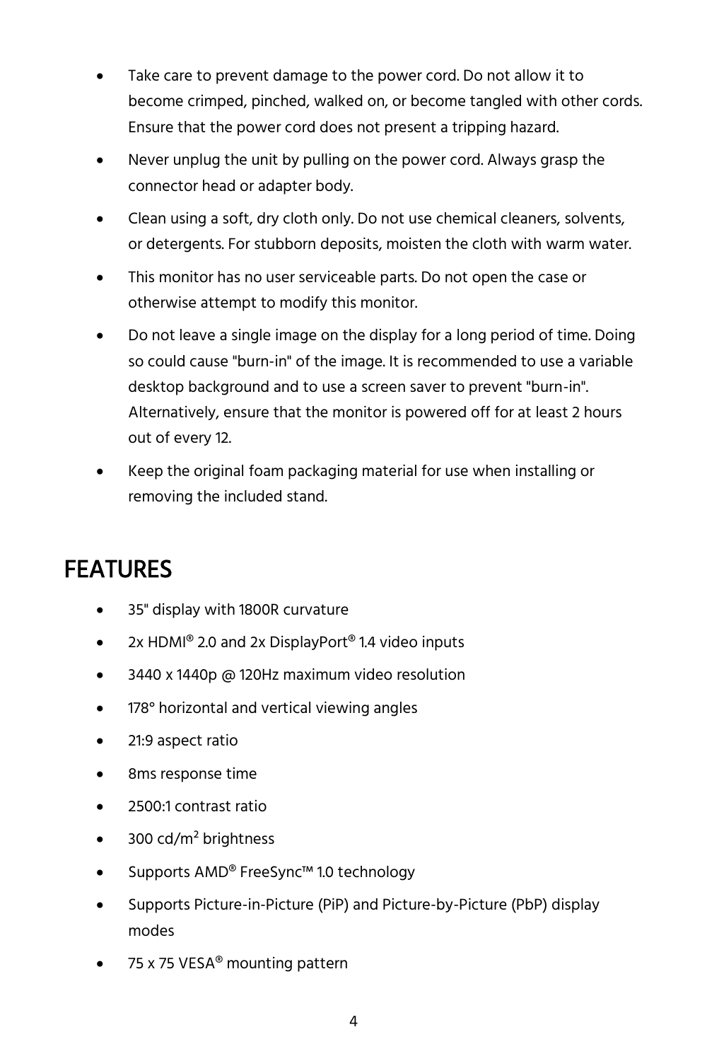- Take care to prevent damage to the power cord. Do not allow it to become crimped, pinched, walked on, or become tangled with other cords. Ensure that the power cord does not present a tripping hazard.
- Never unplug the unit by pulling on the power cord. Always grasp the connector head or adapter body.
- Clean using a soft, dry cloth only. Do not use chemical cleaners, solvents, or detergents. For stubborn deposits, moisten the cloth with warm water.
- This monitor has no user serviceable parts. Do not open the case or otherwise attempt to modify this monitor.
- Do not leave a single image on the display for a long period of time. Doing so could cause "burn-in" of the image. It is recommended to use a variable desktop background and to use a screen saver to prevent "burn-in". Alternatively, ensure that the monitor is powered off for at least 2 hours out of every 12.
- Keep the original foam packaging material for use when installing or removing the included stand.

# FEATURES

- 35" display with 1800R curvature
- 2x HDMI® 2.0 and 2x DisplayPort® 1.4 video inputs
- 3440 x 1440p @ 120Hz maximum video resolution
- 178° horizontal and vertical viewing angles
- 21:9 aspect ratio
- 8ms response time
- 2500:1 contrast ratio
- 300 $cd/m^2$ brightness
- Supports AMD® FreeSync™ 1.0 technology
- Supports Picture-in-Picture (PiP) and Picture-by-Picture (PbP) display modes
- 75 x 75 VESA® mounting pattern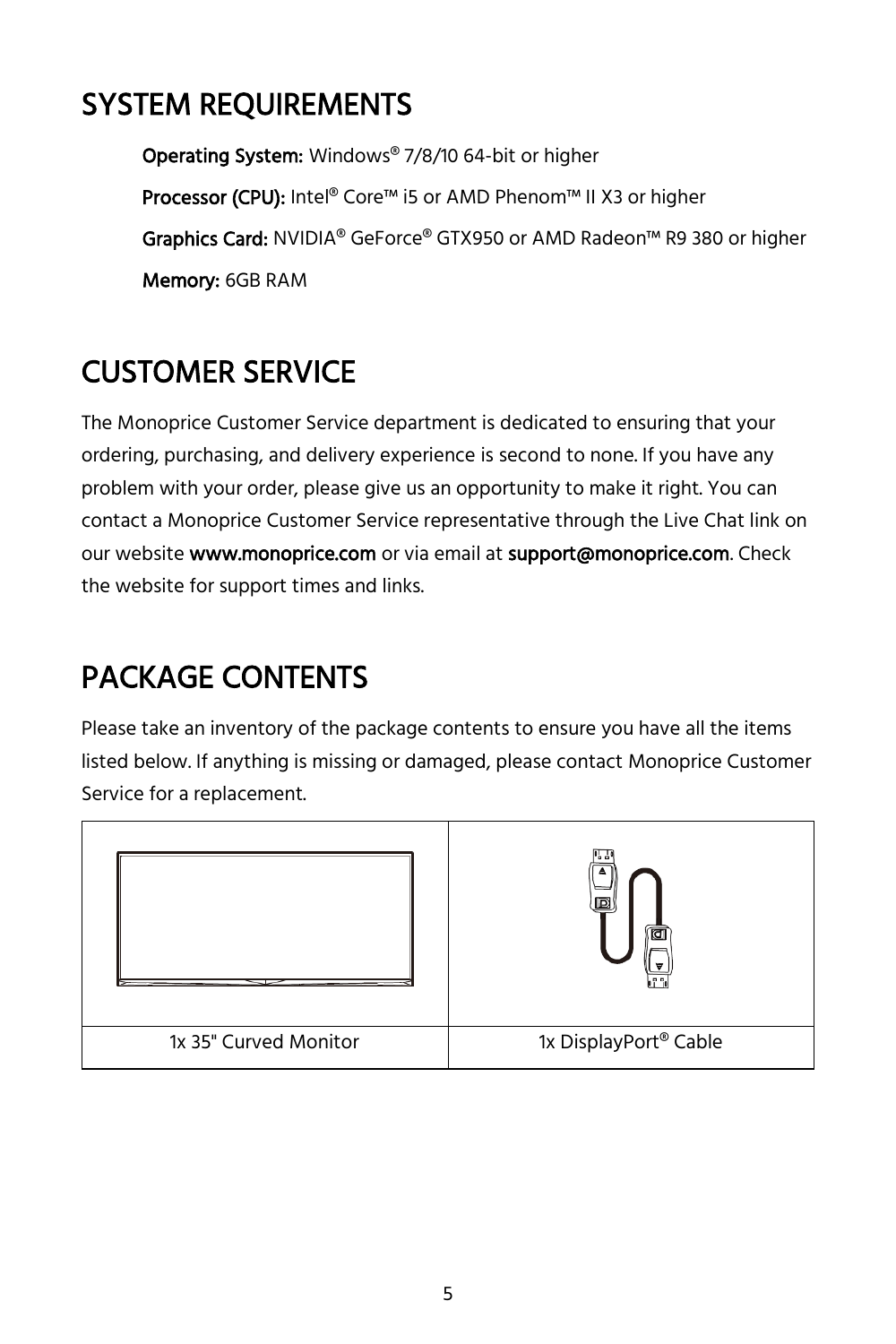## SYSTEM REQUIREMENTS

**Operating System:** Windows® 7/8/10 64-bit or higher

**Processor (CPU):** Intel® Core™ i5 or AMD Phenom™ II X3 or higher

**Graphics Card:** NVIDIA® GeForce® GTX950 or AMD Radeon™ R9 380 or higher

**Memory:** 6GB RAM

## CUSTOMER SERVICE

The Monoprice Customer Service department is dedicated to ensuring that your ordering, purchasing, and delivery experience is second to none. If you have any problem with your order, please give us an opportunity to make it right. You can contact a Monoprice Customer Service representative through the Live Chat link on our website **www.monoprice.com** or via email at **support@monoprice.com**. Check the website for support times and links.

## PACKAGE CONTENTS

Please take an inventory of the package contents to ensure you have all the items listed below. If anything is missing or damaged, please contact Monoprice Customer Service for a replacement.

| | |
|---|---|
| 1x 35" Curved Monitor | 1x DisplayPort® Cable |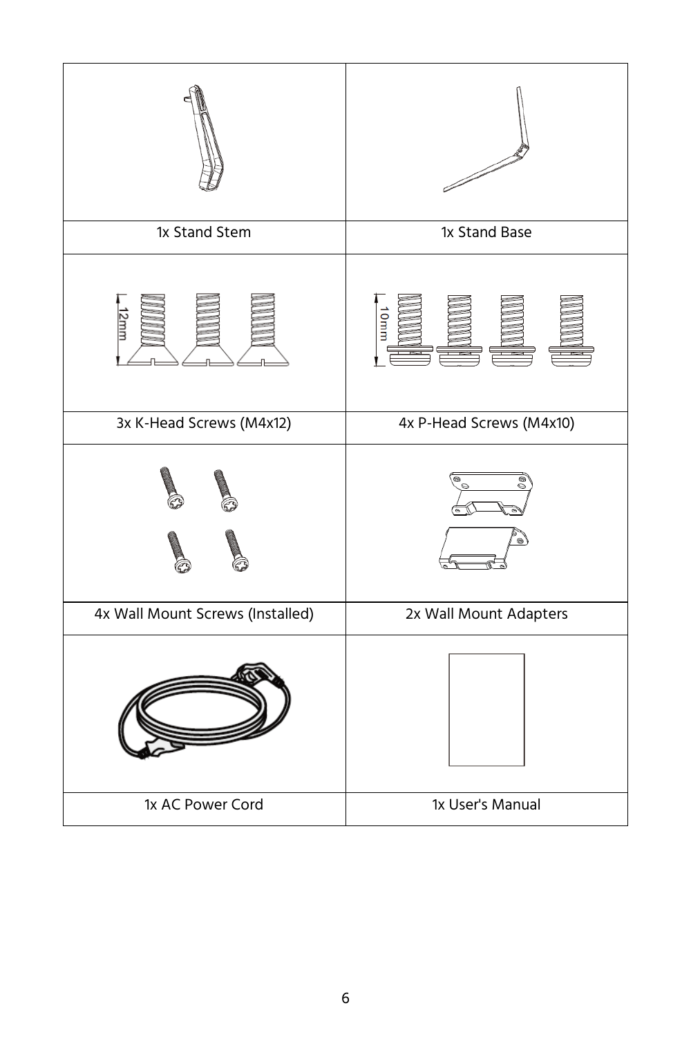| | |
|---|---|
| 1x Stand Stem | 1x Stand Base |
| 3x K-Head Screws (M4x12) | 4x P-Head Screws (M4x10) |
| 4x Wall Mount Screws (Installed) | 2x Wall Mount Adapters |
| 1x AC Power Cord | 1x User's Manual |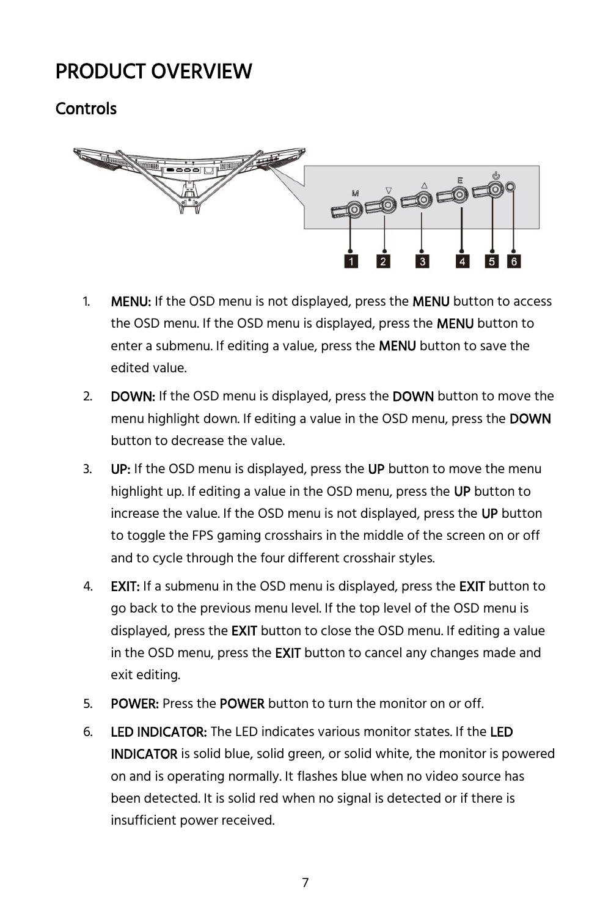# PRODUCT OVERVIEW

## Controls

1. **MENU:** If the OSD menu is not displayed, press the **MENU** button to access the OSD menu. If the OSD menu is displayed, press the **MENU** button to enter a submenu. If editing a value, press the **MENU** button to save the edited value.
2. **DOWN:** If the OSD menu is displayed, press the **DOWN** button to move the menu highlight down. If editing a value in the OSD menu, press the **DOWN** button to decrease the value.
3. **UP:** If the OSD menu is displayed, press the **UP** button to move the menu highlight up. If editing a value in the OSD menu, press the **UP** button to increase the value. If the OSD menu is not displayed, press the **UP** button to toggle the FPS gaming crosshairs in the middle of the screen on or off and to cycle through the four different crosshair styles.
4. **EXIT:** If a submenu in the OSD menu is displayed, press the **EXIT** button to go back to the previous menu level. If the top level of the OSD menu is displayed, press the **EXIT** button to close the OSD menu. If editing a value in the OSD menu, press the **EXIT** button to cancel any changes made and exit editing.
5. **POWER:** Press the **POWER** button to turn the monitor on or off.
6. **LED INDICATOR:** The LED indicates various monitor states. If the **LED INDICATOR** is solid blue, solid green, or solid white, the monitor is powered on and is operating normally. It flashes blue when no video source has been detected. It is solid red when no signal is detected or if there is insufficient power received.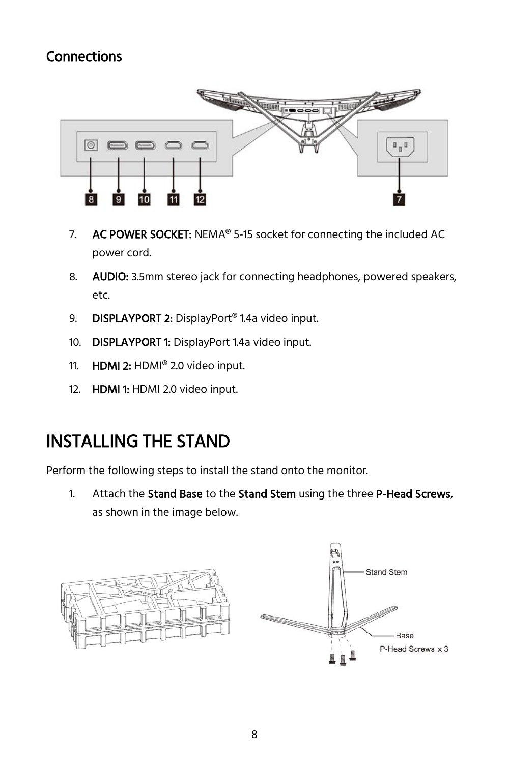## Connections

7. **AC POWER SOCKET:** NEMA® 5-15 socket for connecting the included AC power cord.
8. **AUDIO:** 3.5mm stereo jack for connecting headphones, powered speakers, etc.
9. **DISPLAYPORT 2:** DisplayPort® 1.4a video input.
10. **DISPLAYPORT 1:** DisplayPort 1.4a video input.
11. **HDMI 2:** HDMI® 2.0 video input.
12. **HDMI 1:** HDMI 2.0 video input.

# INSTALLING THE STAND

Perform the following steps to install the stand onto the monitor.

1. Attach the **Stand Base** to the **Stand Stem** using the three **P-Head Screws**, as shown in the image below.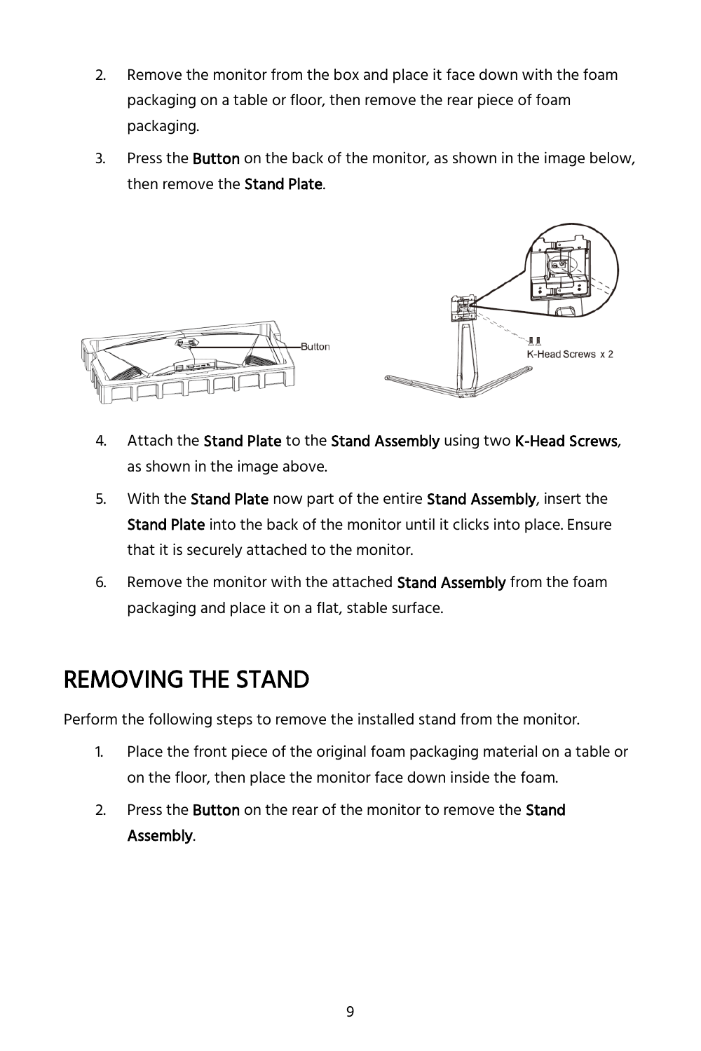2. Remove the monitor from the box and place it face down with the foam packaging on a table or floor, then remove the rear piece of foam packaging.
3. Press the **Button** on the back of the monitor, as shown in the image below, then remove the **Stand Plate**.

4. Attach the **Stand Plate** to the **Stand Assembly** using two **K-Head Screws**, as shown in the image above.
5. With the **Stand Plate** now part of the entire **Stand Assembly**, insert the **Stand Plate** into the back of the monitor until it clicks into place. Ensure that it is securely attached to the monitor.
6. Remove the monitor with the attached **Stand Assembly** from the foam packaging and place it on a flat, stable surface.

# REMOVING THE STAND

Perform the following steps to remove the installed stand from the monitor.

1. Place the front piece of the original foam packaging material on a table or on the floor, then place the monitor face down inside the foam.
2. Press the **Button** on the rear of the monitor to remove the **Stand Assembly**.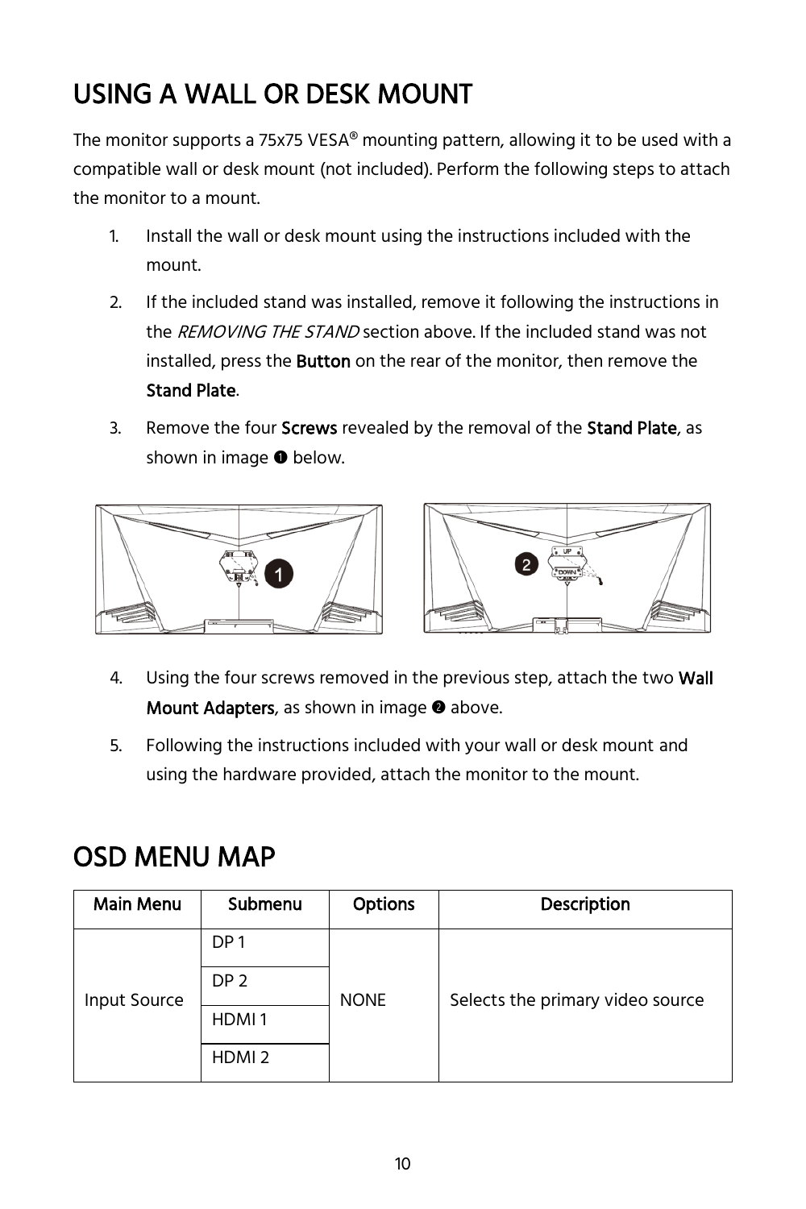# USING A WALL OR DESK MOUNT

The monitor supports a 75x75 VESA® mounting pattern, allowing it to be used with a compatible wall or desk mount (not included). Perform the following steps to attach the monitor to a mount.

1. Install the wall or desk mount using the instructions included with the mount.
2. If the included stand was installed, remove it following the instructions in the *REMOVING THE STAND* section above. If the included stand was not installed, press the **Button** on the rear of the monitor, then remove the **Stand Plate**.
3. Remove the four **Screws** revealed by the removal of the **Stand Plate**, as shown in image ❶ below.
4. Using the four screws removed in the previous step, attach the two **Wall Mount Adapters**, as shown in image ❷ above.
5. Following the instructions included with your wall or desk mount and using the hardware provided, attach the monitor to the mount.

# OSD MENU MAP

| Main Menu | Submenu | Options | Description |
|---|---|---|---|
| Input Source | DP 1 | NONE | Selects the primary video source |
| | DP 2 | | |
| | HDMI 1 | | |
| | HDMI 2 | | |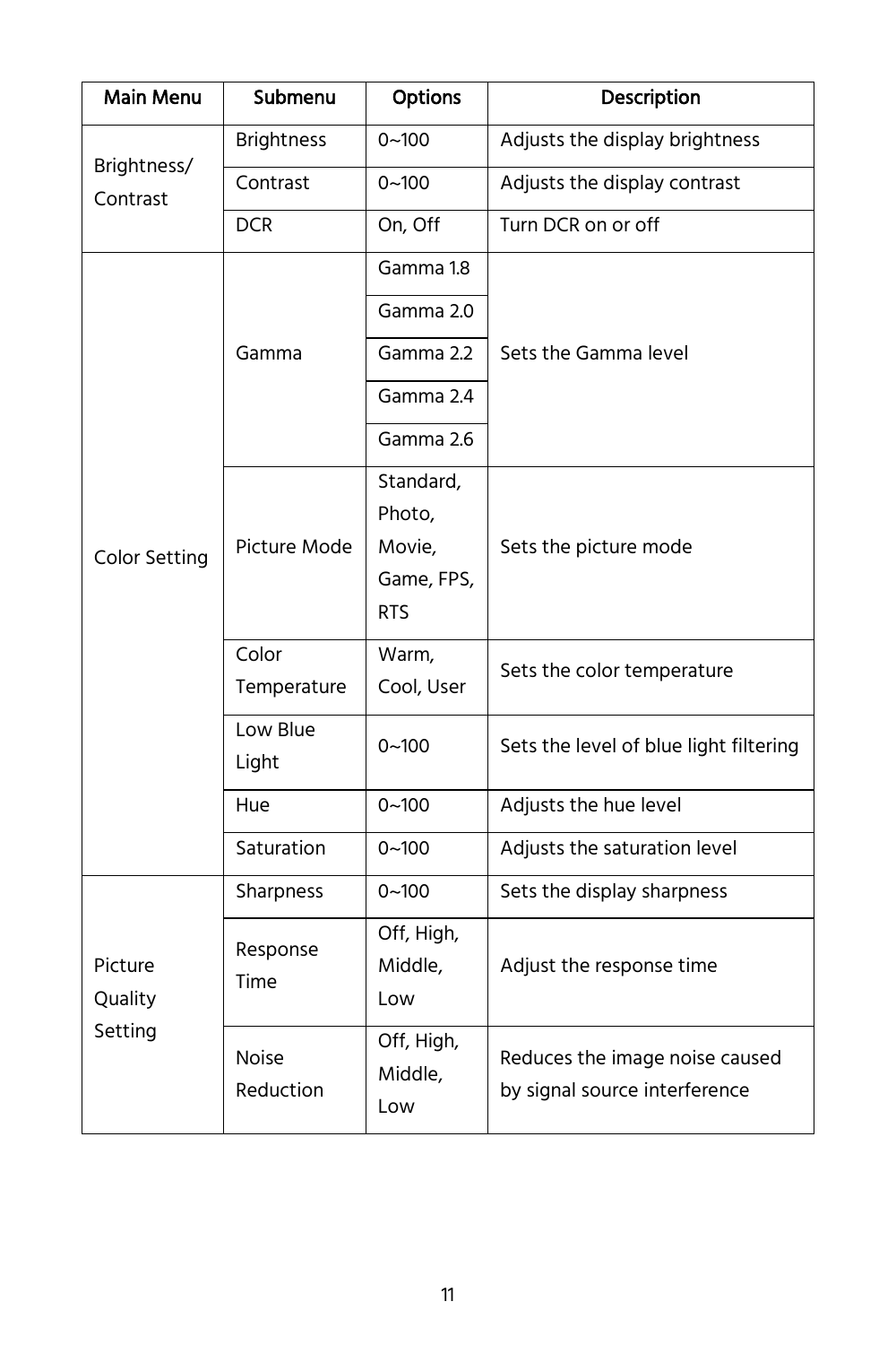| Main Menu | Submenu | Options | Description |
| --- | --- | --- | --- |
| Brightness/ Contrast | Brightness | 0~100 | Adjusts the display brightness |
| | Contrast | 0~100 | Adjusts the display contrast |
| | DCR | On, Off | Turn DCR on or off |
| Color Setting | Gamma | Gamma 1.8 | Sets the Gamma level |
| | | Gamma 2.0 | |
| | | Gamma 2.2 | |
| | | Gamma 2.4 | |
| | | Gamma 2.6 | |
| | Picture Mode | Standard, Photo, Movie, Game, FPS, RTS | Sets the picture mode |
| | Color Temperature | Warm, Cool, User | Sets the color temperature |
| | Low Blue Light | 0~100 | Sets the level of blue light filtering |
| | Hue | 0~100 | Adjusts the hue level |
| | Saturation | 0~100 | Adjusts the saturation level |
| Picture Quality Setting | Sharpness | 0~100 | Sets the display sharpness |
| | Response Time | Off, High, Middle, Low | Adjust the response time |
| | Noise Reduction | Off, High, Middle, Low | Reduces the image noise caused by signal source interference |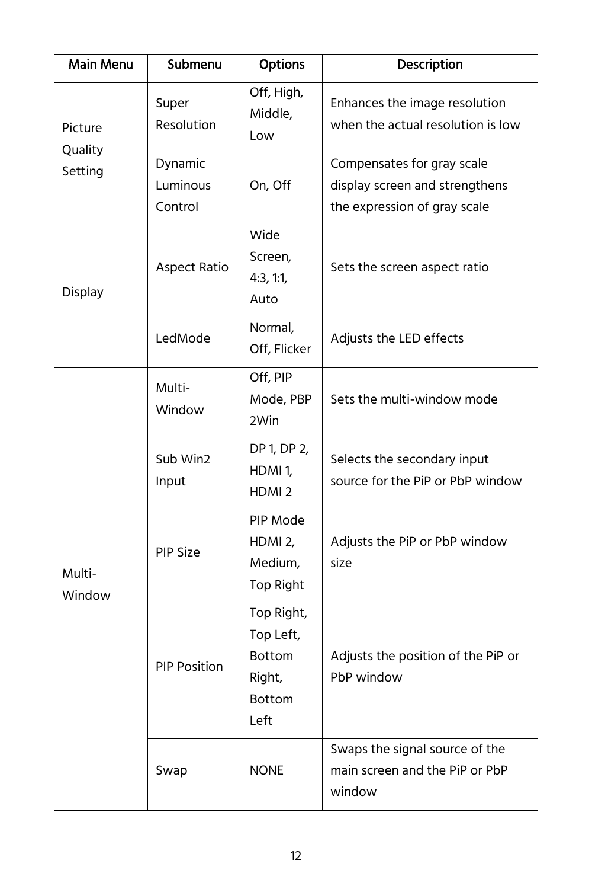| Main Menu | Submenu | Options | Description |
| --- | --- | --- | --- |
| Picture Quality Setting | Super Resolution | Off, High, Middle, Low | Enhances the image resolution when the actual resolution is low |
| | Dynamic Luminous Control | On, Off | Compensates for gray scale display screen and strengthens the expression of gray scale |
| Display | Aspect Ratio | Wide Screen, 4:3, 1:1, Auto | Sets the screen aspect ratio |
| | LedMode | Normal, Off, Flicker | Adjusts the LED effects |
| Multi-Window | Multi-Window | Off, PIP Mode, PBP 2Win | Sets the multi-window mode |
| | Sub Win2 Input | DP 1, DP 2, HDMI 1, HDMI 2 | Selects the secondary input source for the PiP or PbP window |
| | PIP Size | PIP Mode HDMI 2, Medium, Top Right | Adjusts the PiP or PbP window size |
| | PIP Position | Top Right, Top Left, Bottom Right, Bottom Left | Adjusts the position of the PiP or PbP window |
| | Swap | NONE | Swaps the signal source of the main screen and the PiP or PbP window |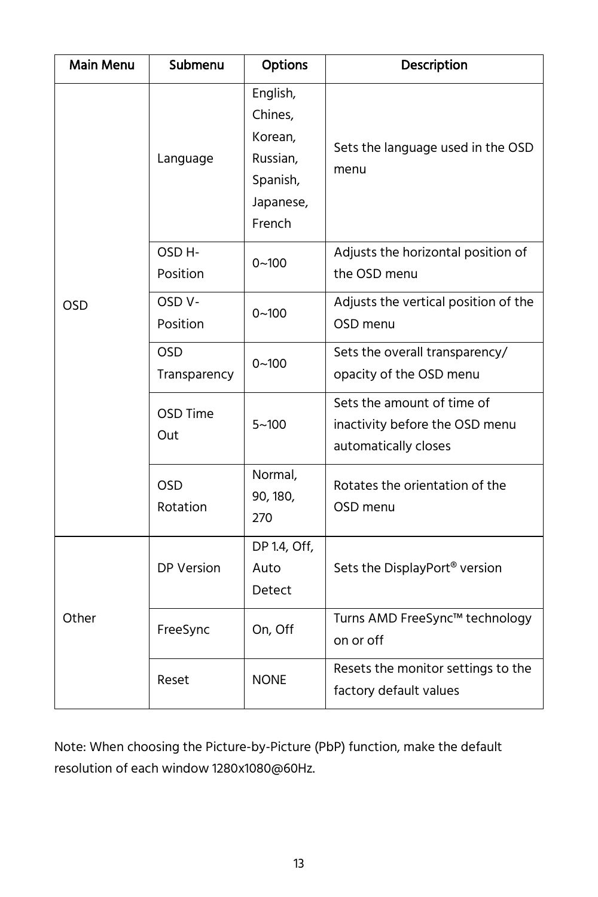| Main Menu | Submenu | Options | Description |
|---|---|---|---|
| OSD | Language | English, Chines, Korean, Russian, Spanish, Japanese, French | Sets the language used in the OSD menu |
| | OSD H-Position | 0~100 | Adjusts the horizontal position of the OSD menu |
| | OSD V-Position | 0~100 | Adjusts the vertical position of the OSD menu |
| | OSD Transparency | 0~100 | Sets the overall transparency/ opacity of the OSD menu |
| | OSD Time Out | 5~100 | Sets the amount of time of inactivity before the OSD menu automatically closes |
| | OSD Rotation | Normal, 90, 180, 270 | Rotates the orientation of the OSD menu |
| Other | DP Version | DP 1.4, Off, Auto Detect | Sets the DisplayPort® version |
| | FreeSync | On, Off | Turns AMD FreeSync™ technology on or off |
| | Reset | NONE | Resets the monitor settings to the factory default values |

Note: When choosing the Picture-by-Picture (PbP) function, make the default resolution of each window 1280x1080@60Hz.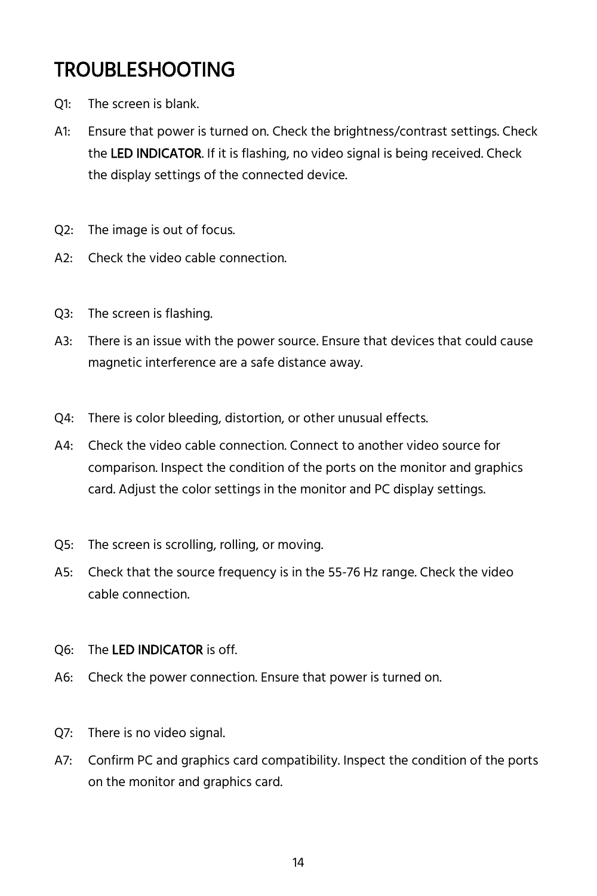# TROUBLESHOOTING

Q1: The screen is blank.

A1: Ensure that power is turned on. Check the brightness/contrast settings. Check the **LED INDICATOR**. If it is flashing, no video signal is being received. Check the display settings of the connected device.

Q2: The image is out of focus.

A2: Check the video cable connection.

Q3: The screen is flashing.

A3: There is an issue with the power source. Ensure that devices that could cause magnetic interference are a safe distance away.

Q4: There is color bleeding, distortion, or other unusual effects.

A4: Check the video cable connection. Connect to another video source for comparison. Inspect the condition of the ports on the monitor and graphics card. Adjust the color settings in the monitor and PC display settings.

Q5: The screen is scrolling, rolling, or moving.

A5: Check that the source frequency is in the 55-76 Hz range. Check the video cable connection.

Q6: The **LED INDICATOR** is off.

A6: Check the power connection. Ensure that power is turned on.

Q7: There is no video signal.

A7: Confirm PC and graphics card compatibility. Inspect the condition of the ports on the monitor and graphics card.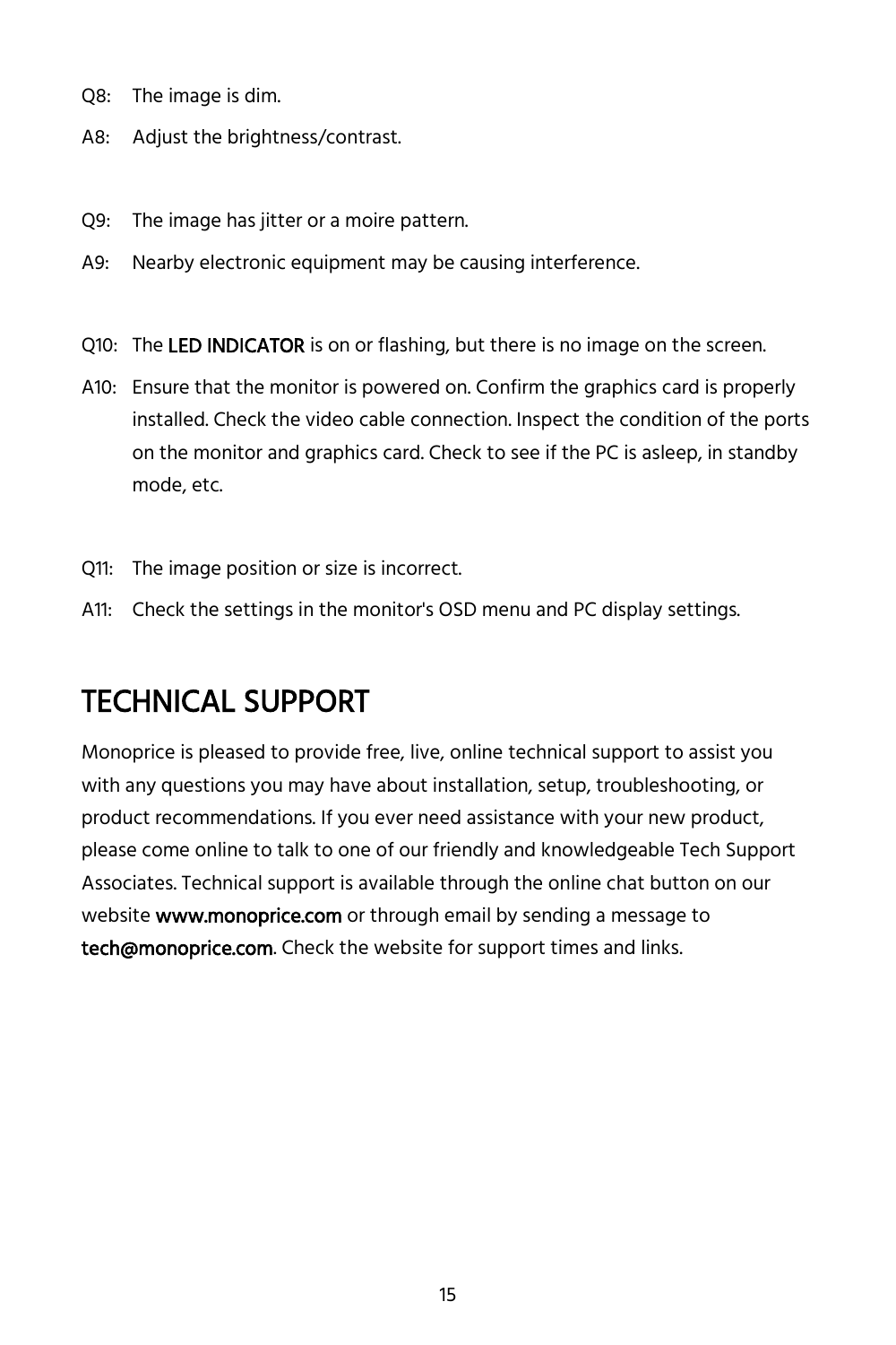Q8: The image is dim.

A8: Adjust the brightness/contrast.

Q9: The image has jitter or a moire pattern.

A9: Nearby electronic equipment may be causing interference.

Q10: The **LED INDICATOR** is on or flashing, but there is no image on the screen.

A10: Ensure that the monitor is powered on. Confirm the graphics card is properly installed. Check the video cable connection. Inspect the condition of the ports on the monitor and graphics card. Check to see if the PC is asleep, in standby mode, etc.

Q11: The image position or size is incorrect.

A11: Check the settings in the monitor's OSD menu and PC display settings.

# TECHNICAL SUPPORT

Monoprice is pleased to provide free, live, online technical support to assist you with any questions you may have about installation, setup, troubleshooting, or product recommendations. If you ever need assistance with your new product, please come online to talk to one of our friendly and knowledgeable Tech Support Associates. Technical support is available through the online chat button on our website **www.monoprice.com** or through email by sending a message to **tech@monoprice.com**. Check the website for support times and links.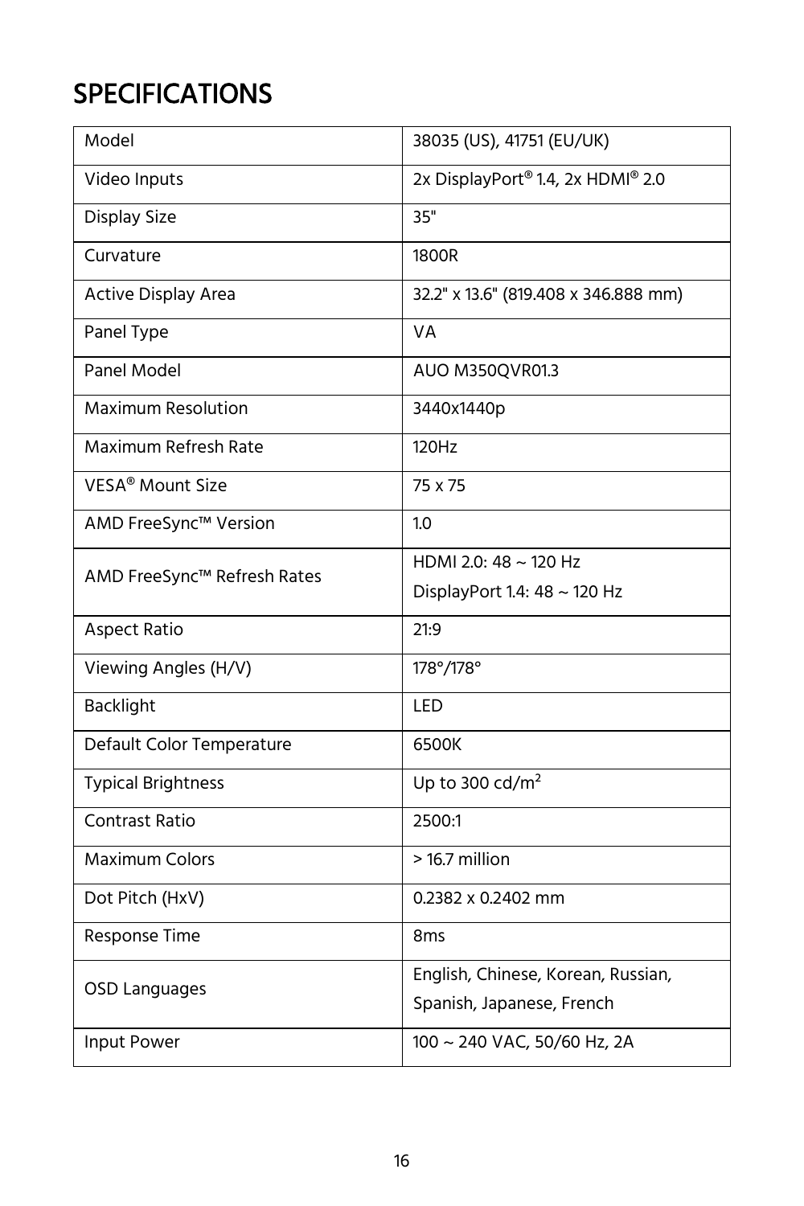# SPECIFICATIONS

| Model | 38035 (US), 41751 (EU/UK) |
|---|---|
| Video Inputs | 2x DisplayPort® 1.4, 2x HDMI® 2.0 |
| Display Size | 35" |
| Curvature | 1800R |
| Active Display Area | 32.2" x 13.6" (819.408 x 346.888 mm) |
| Panel Type | VA |
| Panel Model | AUO M350QVR01.3 |
| Maximum Resolution | 3440x1440p |
| Maximum Refresh Rate | 120Hz |
| VESA® Mount Size | 75 x 75 |
| AMD FreeSync™ Version | 1.0 |
| AMD FreeSync™ Refresh Rates | HDMI 2.0: 48 ~ 120 Hz<br>DisplayPort 1.4: 48 ~ 120 Hz |
| Aspect Ratio | 21:9 |
| Viewing Angles (H/V) | 178°/178° |
| Backlight | LED |
| Default Color Temperature | 6500K |
| Typical Brightness | Up to 300 cd/m² |
| Contrast Ratio | 2500:1 |
| Maximum Colors | > 16.7 million |
| Dot Pitch (HxV) | 0.2382 x 0.2402 mm |
| Response Time | 8ms |
| OSD Languages | English, Chinese, Korean, Russian, Spanish, Japanese, French |
| Input Power | 100 ~ 240 VAC, 50/60 Hz, 2A |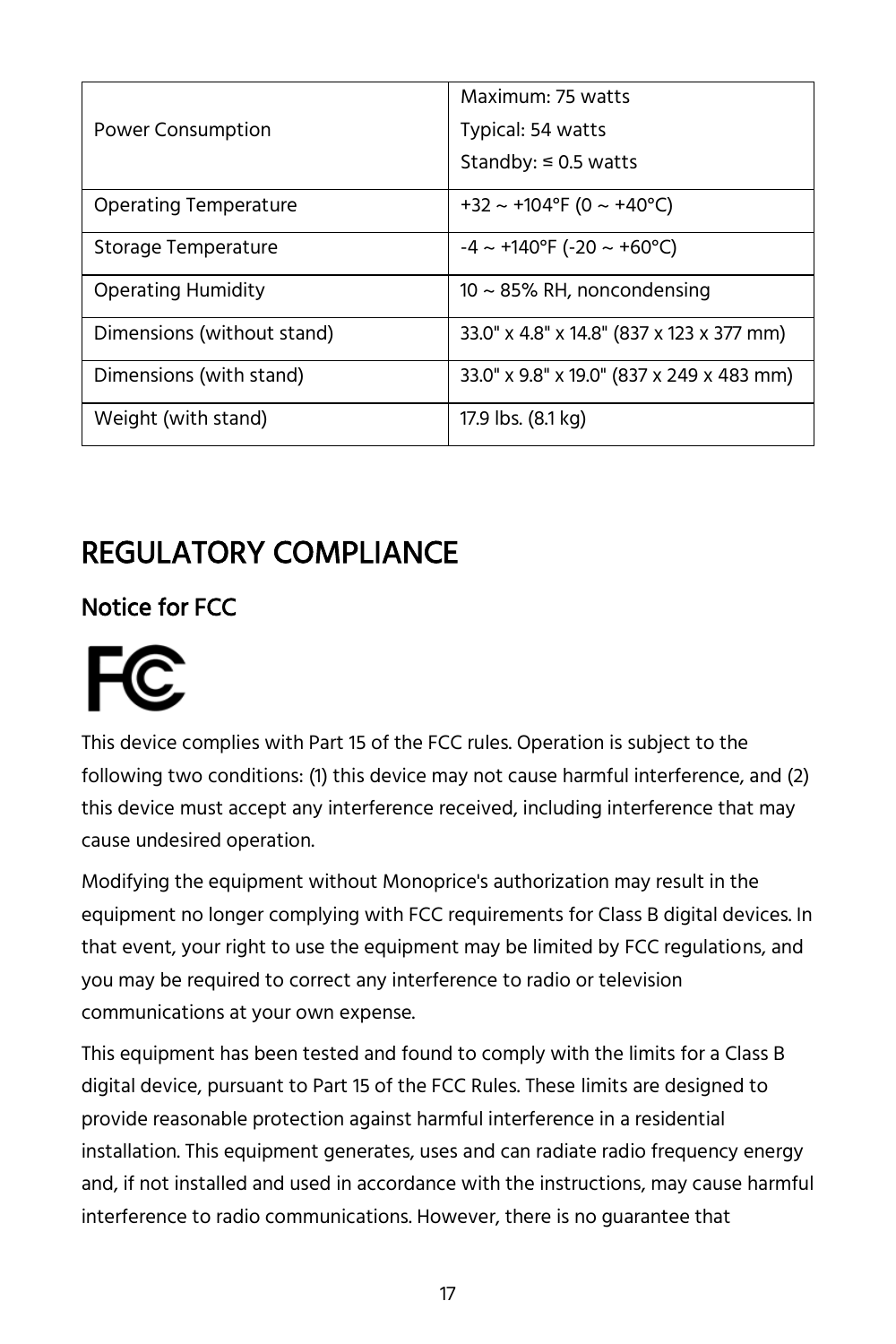| | |
|---|---|
| Power Consumption | Maximum: 75 watts<br>Typical: 54 watts<br>Standby: ≤ 0.5 watts |
| Operating Temperature | +32 ~ +104°F (0 ~ +40°C) |
| Storage Temperature | -4 ~ +140°F (-20 ~ +60°C) |
| Operating Humidity | 10 ~ 85% RH, noncondensing |
| Dimensions (without stand) | 33.0" x 4.8" x 14.8" (837 x 123 x 377 mm) |
| Dimensions (with stand) | 33.0" x 9.8" x 19.0" (837 x 249 x 483 mm) |
| Weight (with stand) | 17.9 lbs. (8.1 kg) |

# REGULATORY COMPLIANCE

## Notice for FCC

This device complies with Part 15 of the FCC rules. Operation is subject to the following two conditions: (1) this device may not cause harmful interference, and (2) this device must accept any interference received, including interference that may cause undesired operation.

Modifying the equipment without Monoprice's authorization may result in the equipment no longer complying with FCC requirements for Class B digital devices. In that event, your right to use the equipment may be limited by FCC regulations, and you may be required to correct any interference to radio or television communications at your own expense.

This equipment has been tested and found to comply with the limits for a Class B digital device, pursuant to Part 15 of the FCC Rules. These limits are designed to provide reasonable protection against harmful interference in a residential installation. This equipment generates, uses and can radiate radio frequency energy and, if not installed and used in accordance with the instructions, may cause harmful interference to radio communications. However, there is no guarantee that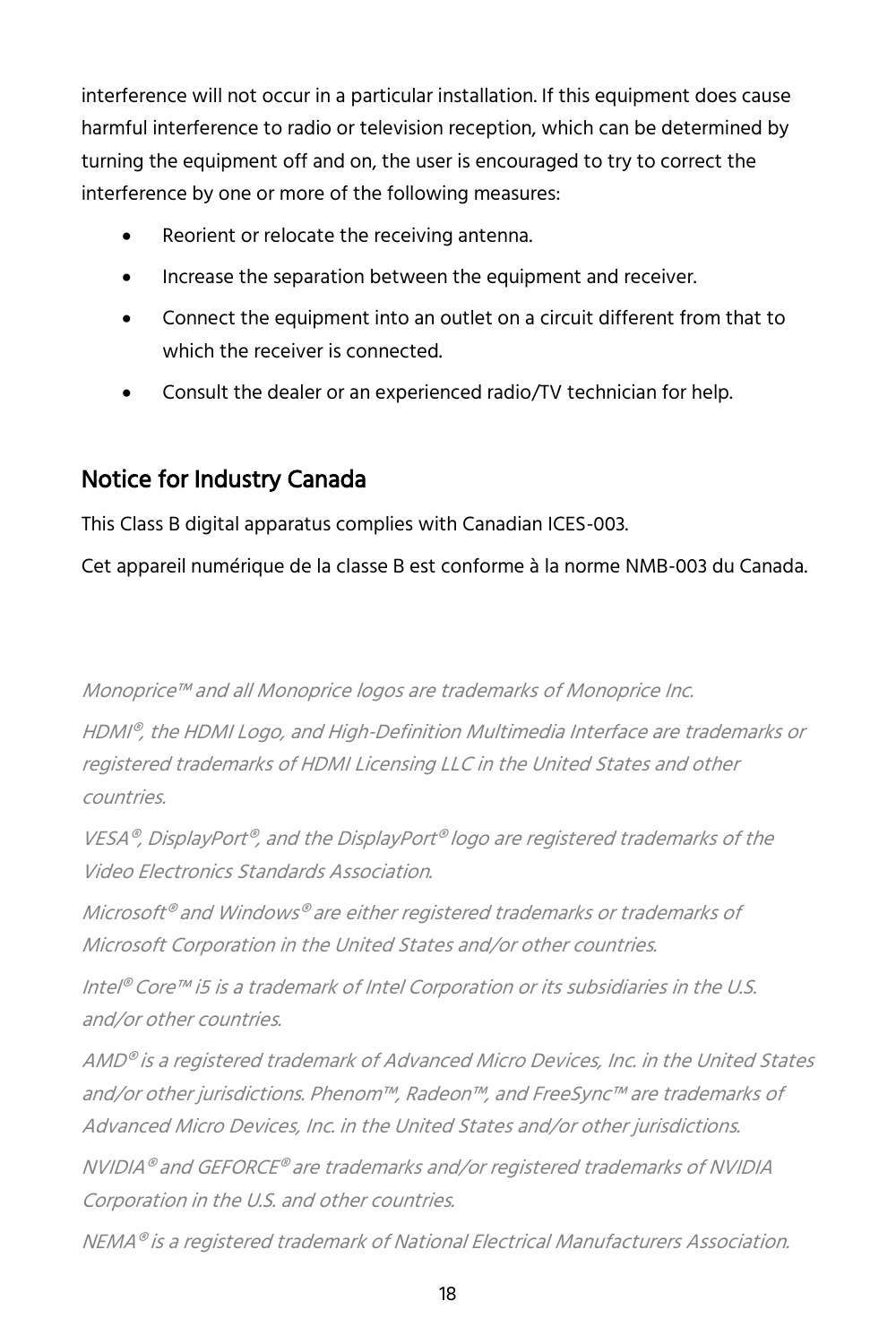interference will not occur in a particular installation. If this equipment does cause harmful interference to radio or television reception, which can be determined by turning the equipment off and on, the user is encouraged to try to correct the interference by one or more of the following measures:

- Reorient or relocate the receiving antenna.
- Increase the separation between the equipment and receiver.
- Connect the equipment into an outlet on a circuit different from that to which the receiver is connected.
- Consult the dealer or an experienced radio/TV technician for help.

## Notice for Industry Canada

This Class B digital apparatus complies with Canadian ICES-003.

Cet appareil numérique de la classe B est conforme à la norme NMB-003 du Canada.

*Monoprice™ and all Monoprice logos are trademarks of Monoprice Inc.*

*HDMI®, the HDMI Logo, and High-Definition Multimedia Interface are trademarks or registered trademarks of HDMI Licensing LLC in the United States and other countries.*

*VESA®, DisplayPort®, and the DisplayPort® logo are registered trademarks of the Video Electronics Standards Association.*

*Microsoft® and Windows® are either registered trademarks or trademarks of Microsoft Corporation in the United States and/or other countries.*

*Intel® Core™ i5 is a trademark of Intel Corporation or its subsidiaries in the U.S. and/or other countries.*

*AMD® is a registered trademark of Advanced Micro Devices, Inc. in the United States and/or other jurisdictions. Phenom™, Radeon™, and FreeSync™ are trademarks of Advanced Micro Devices, Inc. in the United States and/or other jurisdictions.*

*NVIDIA® and GEFORCE® are trademarks and/or registered trademarks of NVIDIA Corporation in the U.S. and other countries.*

*NEMA® is a registered trademark of National Electrical Manufacturers Association.*